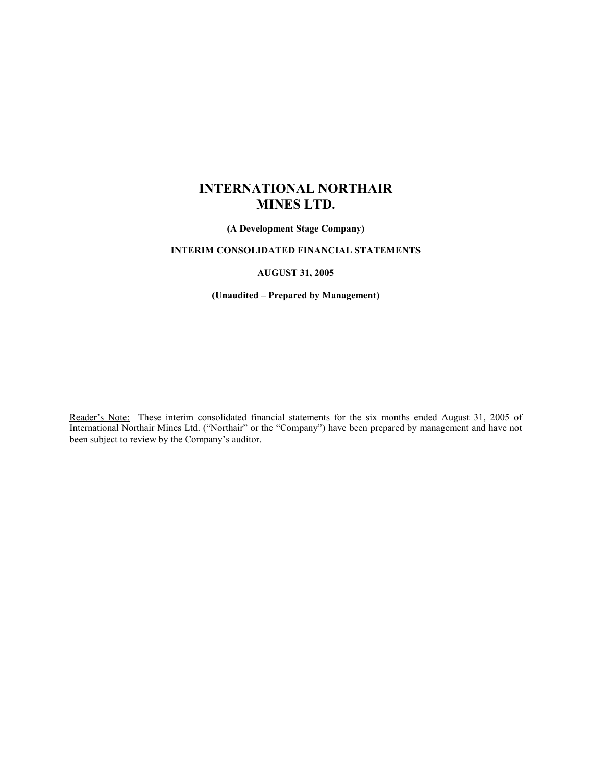# INTERNATIONAL NORTHAIR MINES LTD.

**(A Development Stage Company)**

**INTERIM CONSOLIDATED FINANCIAL STATEMENTS**

**AUGUST 31, 2005**

**(Unaudited – Prepared by Management)**

Reader's Note: These interim consolidated financial statements for the six months ended August 31, 2005 of International Northair Mines Ltd. ("Northair" or the "Company") have been prepared by management and have not been subject to review by the Company's auditor.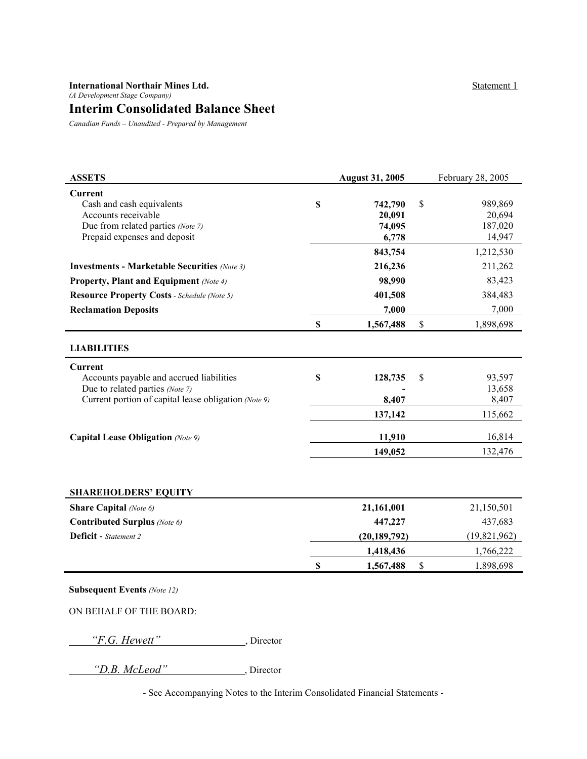**International Northair Mines Ltd.** Statement 1

*(A Development Stage Company)*

# Interim Consolidated Balance Sheet

*Canadian Funds – Unaudited - Prepared by Management*

| ASSETS | | August 31, 2005 | | February 28, 2005 |
|---|---|---|---|---|
| **Current** | | | | |
| Cash and cash equivalents | **$** | **742,790** | $ | 989,869 |
| Accounts receivable | | **20,091** | | 20,694 |
| Due from related parties *(Note 7)* | | **74,095** | | 187,020 |
| Prepaid expenses and deposit | | **6,778** | | 14,947 |
| | | **843,754** | | 1,212,530 |
| **Investments - Marketable Securities** *(Note 3)* | | **216,236** | | 211,262 |
| **Property, Plant and Equipment** *(Note 4)* | | **98,990** | | 83,423 |
| **Resource Property Costs** - *Schedule (Note 5)* | | **401,508** | | 384,483 |
| **Reclamation Deposits** | | **7,000** | | 7,000 |
| | **$** | **1,567,488** | $ | 1,898,698 |

| LIABILITIES | | | | |
|---|---|---|---|---|
| **Current** | | | | |
| Accounts payable and accrued liabilities | **$** | **128,735** | $ | 93,597 |
| Due to related parties *(Note 7)* | | **-** | | 13,658 |
| Current portion of capital lease obligation *(Note 9)* | | **8,407** | | 8,407 |
| | | **137,142** | | 115,662 |
| **Capital Lease Obligation** *(Note 9)* | | **11,910** | | 16,814 |
| | | **149,052** | | 132,476 |

| SHAREHOLDERS' EQUITY | | | | |
|---|---|---|---|---|
| **Share Capital** *(Note 6)* | | **21,161,001** | | 21,150,501 |
| **Contributed Surplus** *(Note 6)* | | **447,227** | | 437,683 |
| **Deficit** - *Statement 2* | | **(20,189,792)** | | (19,821,962) |
| | | **1,418,436** | | 1,766,222 |
| | **$** | **1,567,488** | $ | 1,898,698 |

**Subsequent Events** *(Note 12)*

ON BEHALF OF THE BOARD:

*"F.G. Hewett"*, Director

*"D.B. McLeod"*, Director

- See Accompanying Notes to the Interim Consolidated Financial Statements -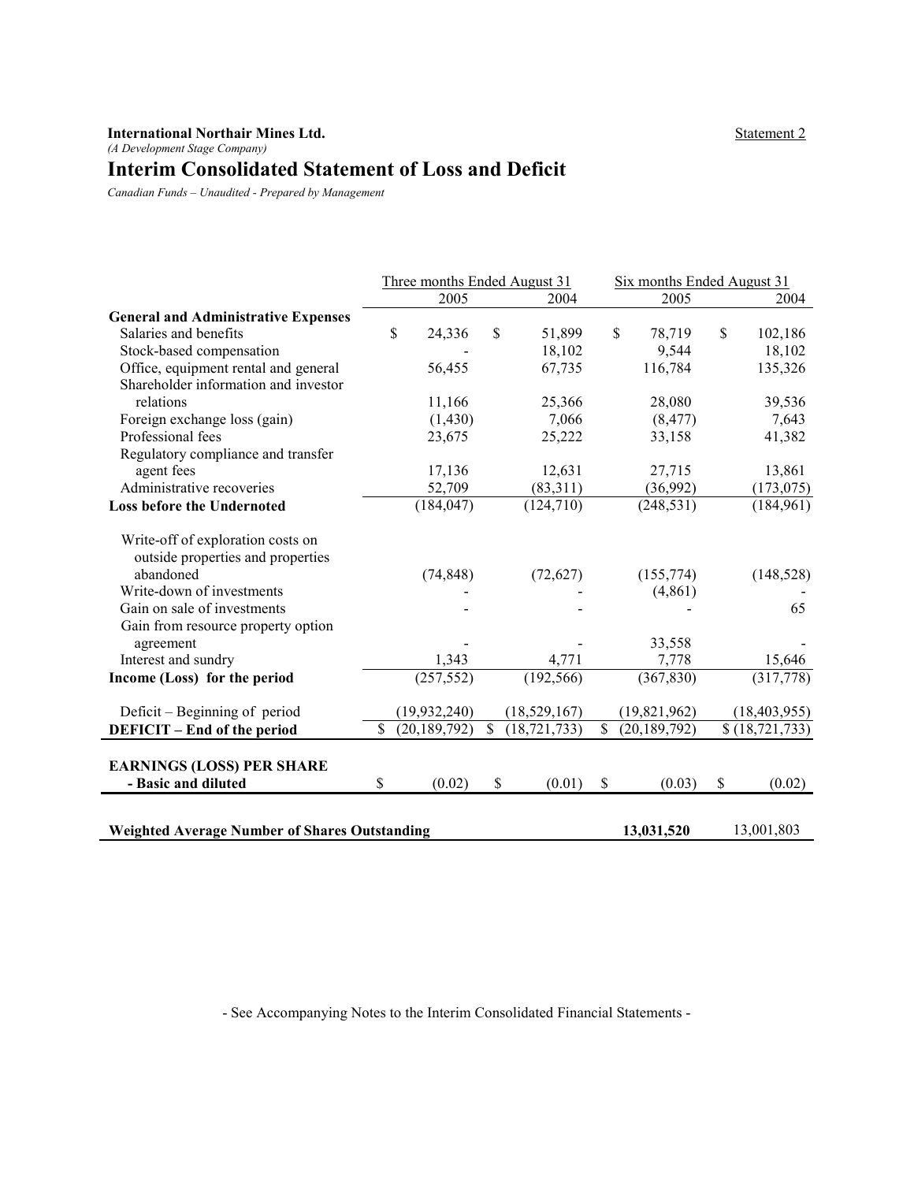**International Northair Mines Ltd.**

Statement 2

*(A Development Stage Company)*

# Interim Consolidated Statement of Loss and Deficit

*Canadian Funds – Unaudited - Prepared by Management*

| | Three months Ended August 31 | | Six months Ended August 31 | |
|---|---|---|---|---|
| | 2005 | 2004 | 2005 | 2004 |
| **General and Administrative Expenses** | | | | |
| Salaries and benefits | $ 24,336 | $ 51,899 | $ 78,719 | $ 102,186 |
| Stock-based compensation | - | 18,102 | 9,544 | 18,102 |
| Office, equipment rental and general | 56,455 | 67,735 | 116,784 | 135,326 |
| Shareholder information and investor relations | 11,166 | 25,366 | 28,080 | 39,536 |
| Foreign exchange loss (gain) | (1,430) | 7,066 | (8,477) | 7,643 |
| Professional fees | 23,675 | 25,222 | 33,158 | 41,382 |
| Regulatory compliance and transfer agent fees | 17,136 | 12,631 | 27,715 | 13,861 |
| Administrative recoveries | 52,709 | (83,311) | (36,992) | (173,075) |
| **Loss before the Undernoted** | (184,047) | (124,710) | (248,531) | (184,961) |
| Write-off of exploration costs on outside properties and properties abandoned | (74,848) | (72,627) | (155,774) | (148,528) |
| Write-down of investments | - | - | (4,861) | - |
| Gain on sale of investments | - | - | - | 65 |
| Gain from resource property option agreement | - | - | 33,558 | - |
| Interest and sundry | 1,343 | 4,771 | 7,778 | 15,646 |
| **Income (Loss) for the period** | (257,552) | (192,566) | (367,830) | (317,778) |
| Deficit – Beginning of period | (19,932,240) | (18,529,167) | (19,821,962) | (18,403,955) |
| **DEFICIT – End of the period** | $ (20,189,792) | $ (18,721,733) | $ (20,189,792) | $ (18,721,733) |
| **EARNINGS (LOSS) PER SHARE - Basic and diluted** | $ (0.02) | $ (0.01) | $ (0.03) | $ (0.02) |
| **Weighted Average Number of Shares Outstanding** | | | **13,031,520** | 13,001,803 |

- See Accompanying Notes to the Interim Consolidated Financial Statements -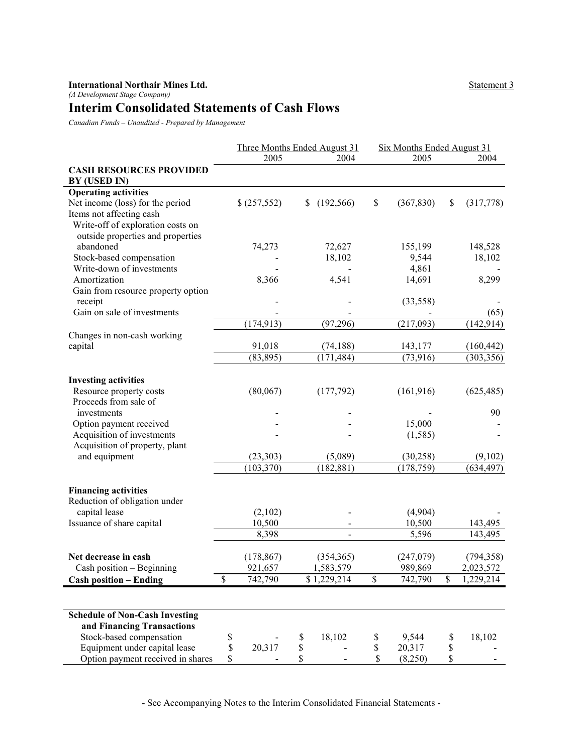**International Northair Mines Ltd.**

*(A Development Stage Company)*

Statement 3

# Interim Consolidated Statements of Cash Flows

*Canadian Funds – Unaudited - Prepared by Management*

| | Three Months Ended August 31 | | Six Months Ended August 31 | |
|---|---|---|---|---|
| | 2005 | 2004 | 2005 | 2004 |
| **CASH RESOURCES PROVIDED BY (USED IN)** | | | | |
| **Operating activities** | | | | |
| Net income (loss) for the period | $ (257,552) | $ (192,566) | $ (367,830) | $ (317,778) |
| Items not affecting cash | | | | |
| Write-off of exploration costs on outside properties and properties abandoned | 74,273 | 72,627 | 155,199 | 148,528 |
| Stock-based compensation | - | 18,102 | 9,544 | 18,102 |
| Write-down of investments | - | - | 4,861 | - |
| Amortization | 8,366 | 4,541 | 14,691 | 8,299 |
| Gain from resource property option receipt | - | - | (33,558) | - |
| Gain on sale of investments | - | - | - | (65) |
| | (174,913) | (97,296) | (217,093) | (142,914) |
| Changes in non-cash working capital | 91,018 | (74,188) | 143,177 | (160,442) |
| | (83,895) | (171,484) | (73,916) | (303,356) |
| **Investing activities** | | | | |
| Resource property costs | (80,067) | (177,792) | (161,916) | (625,485) |
| Proceeds from sale of investments | - | - | - | 90 |
| Option payment received | - | - | 15,000 | - |
| Acquisition of investments | - | - | (1,585) | - |
| Acquisition of property, plant and equipment | (23,303) | (5,089) | (30,258) | (9,102) |
| | (103,370) | (182,881) | (178,759) | (634,497) |
| **Financing activities** | | | | |
| Reduction of obligation under capital lease | (2,102) | - | (4,904) | - |
| Issuance of share capital | 10,500 | - | 10,500 | 143,495 |
| | 8,398 | - | 5,596 | 143,495 |
| **Net decrease in cash** | (178,867) | (354,365) | (247,079) | (794,358) |
| Cash position – Beginning | 921,657 | 1,583,579 | 989,869 | 2,023,572 |
| **Cash position – Ending** | $ 742,790 | $ 1,229,214 | $ 742,790 | $ 1,229,214 |

| **Schedule of Non-Cash Investing and Financing Transactions** | | | | |
|---|---|---|---|---|
| Stock-based compensation | $ - | $ 18,102 | $ 9,544 | $ 18,102 |
| Equipment under capital lease | $ 20,317 | $ - | $ 20,317 | $ - |
| Option payment received in shares | $ - | $ - | $ (8,250) | $ - |

- See Accompanying Notes to the Interim Consolidated Financial Statements -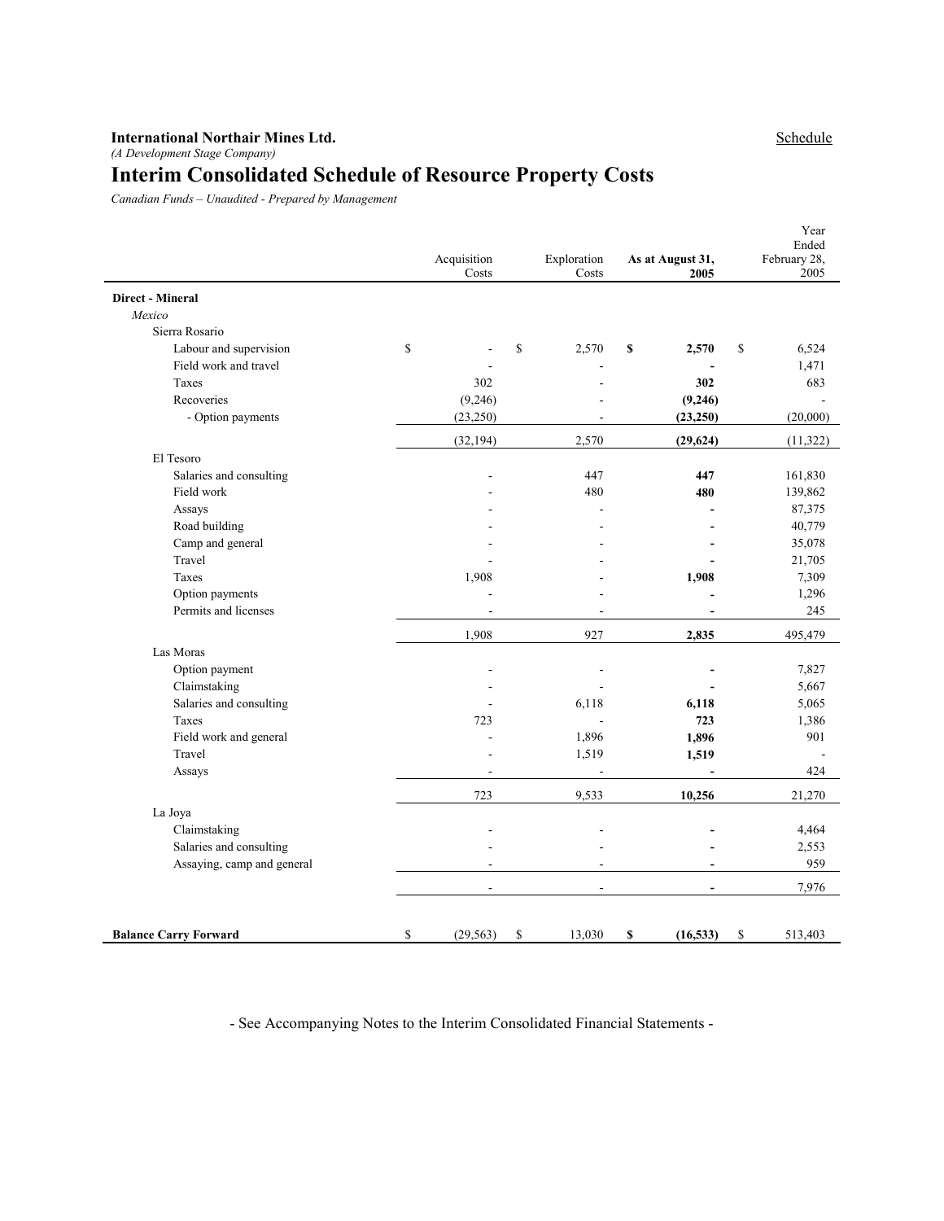**International Northair Mines Ltd.**
*(A Development Stage Company)*

Schedule

# Interim Consolidated Schedule of Resource Property Costs

*Canadian Funds – Unaudited - Prepared by Management*

| | Acquisition Costs | Exploration Costs | **As at August 31, 2005** | Year Ended February 28, 2005 |
|---|---|---|---|---|
| **Direct - Mineral** | | | | |
| *Mexico* | | | | |
| Sierra Rosario | | | | |
| Labour and supervision | $ - | $ 2,570 | **$ 2,570** | $ 6,524 |
| Field work and travel | - | - | **-** | 1,471 |
| Taxes | 302 | - | **302** | 683 |
| Recoveries | (9,246) | - | **(9,246)** | - |
| - Option payments | (23,250) | - | **(23,250)** | (20,000) |
| | (32,194) | 2,570 | **(29,624)** | (11,322) |
| El Tesoro | | | | |
| Salaries and consulting | - | 447 | **447** | 161,830 |
| Field work | - | 480 | **480** | 139,862 |
| Assays | - | - | **-** | 87,375 |
| Road building | - | - | **-** | 40,779 |
| Camp and general | - | - | **-** | 35,078 |
| Travel | - | - | **-** | 21,705 |
| Taxes | 1,908 | - | **1,908** | 7,309 |
| Option payments | - | - | **-** | 1,296 |
| Permits and licenses | - | - | **-** | 245 |
| | 1,908 | 927 | **2,835** | 495,479 |
| Las Moras | | | | |
| Option payment | - | - | **-** | 7,827 |
| Claimstaking | - | - | **-** | 5,667 |
| Salaries and consulting | - | 6,118 | **6,118** | 5,065 |
| Taxes | 723 | - | **723** | 1,386 |
| Field work and general | - | 1,896 | **1,896** | 901 |
| Travel | - | 1,519 | **1,519** | - |
| Assays | - | - | **-** | 424 |
| | 723 | 9,533 | **10,256** | 21,270 |
| La Joya | | | | |
| Claimstaking | - | - | **-** | 4,464 |
| Salaries and consulting | - | - | **-** | 2,553 |
| Assaying, camp and general | - | - | **-** | 959 |
| | - | - | **-** | 7,976 |
| **Balance Carry Forward** | $ (29,563) | $ 13,030 | **$ (16,533)** | $ 513,403 |

- See Accompanying Notes to the Interim Consolidated Financial Statements -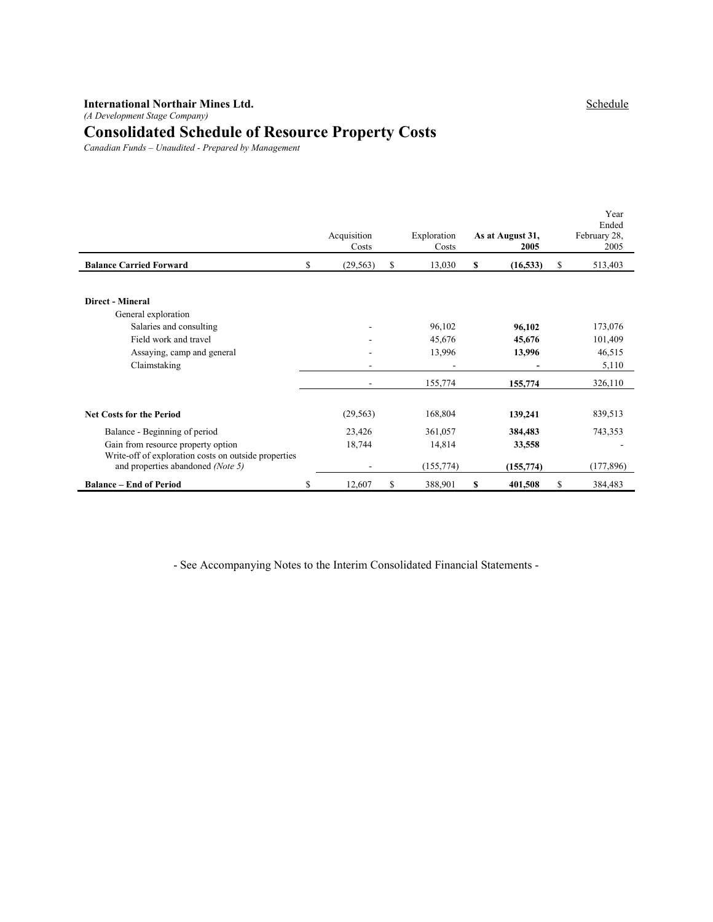**International Northair Mines Ltd.**

*(A Development Stage Company)*

Schedule

# Consolidated Schedule of Resource Property Costs

*Canadian Funds – Unaudited - Prepared by Management*

| | Acquisition Costs | Exploration Costs | **As at August 31, 2005** | Year Ended February 28, 2005 |
|---|---|---|---|---|
| **Balance Carried Forward** | $ (29,563) | $ 13,030 | **$ (16,533)** | $ 513,403 |
| **Direct - Mineral** | | | | |
| General exploration | | | | |
| Salaries and consulting | - | 96,102 | **96,102** | 173,076 |
| Field work and travel | - | 45,676 | **45,676** | 101,409 |
| Assaying, camp and general | - | 13,996 | **13,996** | 46,515 |
| Claimstaking | - | - | **-** | 5,110 |
| | - | 155,774 | **155,774** | 326,110 |
| **Net Costs for the Period** | (29,563) | 168,804 | **139,241** | 839,513 |
| Balance - Beginning of period | 23,426 | 361,057 | **384,483** | 743,353 |
| Gain from resource property option | 18,744 | 14,814 | **33,558** | - |
| Write-off of exploration costs on outside properties and properties abandoned *(Note 5)* | - | (155,774) | **(155,774)** | (177,896) |
| **Balance – End of Period** | $ 12,607 | $ 388,901 | **$ 401,508** | $ 384,483 |

- See Accompanying Notes to the Interim Consolidated Financial Statements -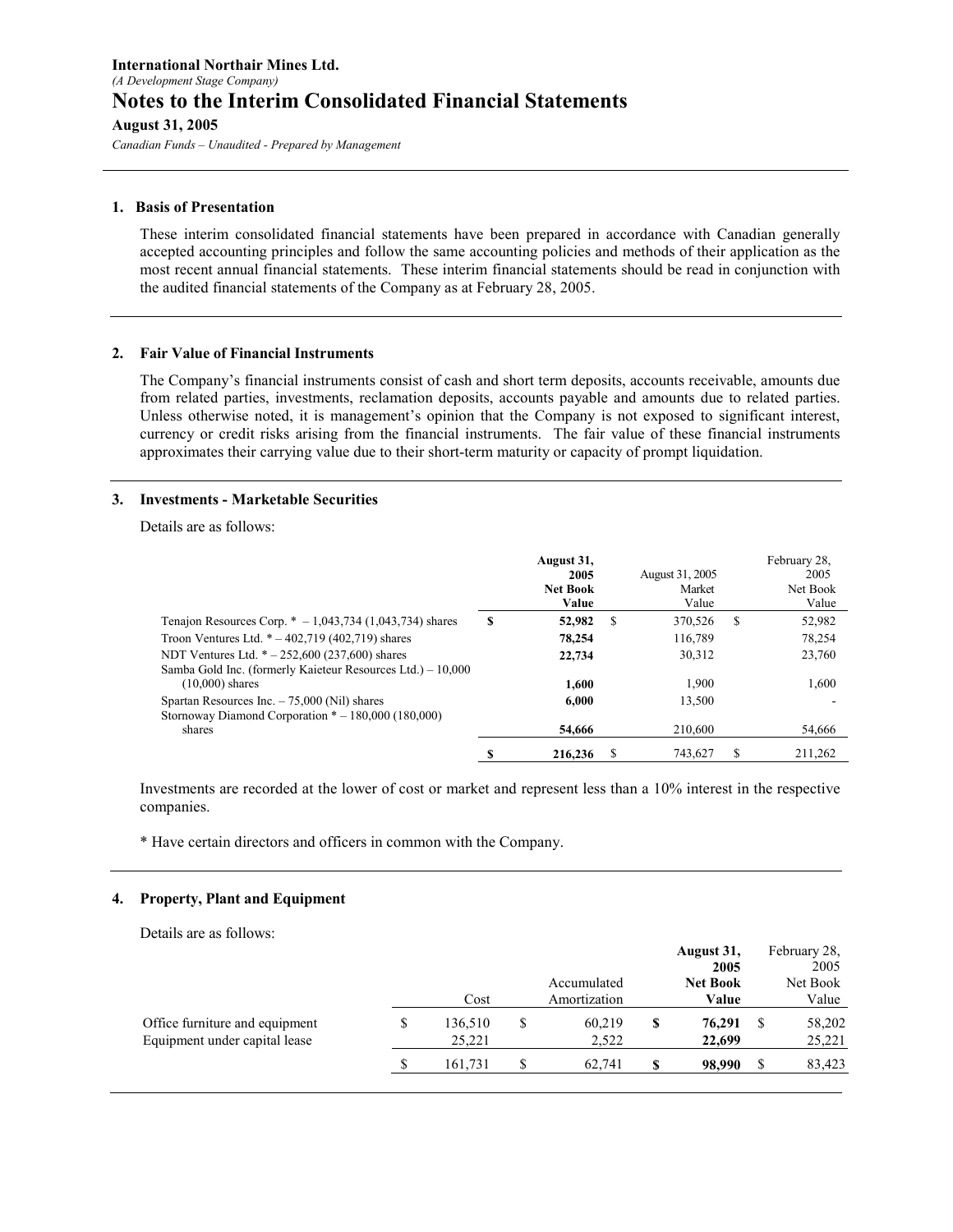**International Northair Mines Ltd.**
*(A Development Stage Company)*
# Notes to the Interim Consolidated Financial Statements
**August 31, 2005**
*Canadian Funds – Unaudited - Prepared by Management*

## 1. Basis of Presentation

These interim consolidated financial statements have been prepared in accordance with Canadian generally accepted accounting principles and follow the same accounting policies and methods of their application as the most recent annual financial statements. These interim financial statements should be read in conjunction with the audited financial statements of the Company as at February 28, 2005.

## 2. Fair Value of Financial Instruments

The Company's financial instruments consist of cash and short term deposits, accounts receivable, amounts due from related parties, investments, reclamation deposits, accounts payable and amounts due to related parties. Unless otherwise noted, it is management's opinion that the Company is not exposed to significant interest, currency or credit risks arising from the financial instruments. The fair value of these financial instruments approximates their carrying value due to their short-term maturity or capacity of prompt liquidation.

## 3. Investments - Marketable Securities

Details are as follows:

| | **August 31, 2005 Net Book Value** | August 31, 2005 Market Value | February 28, 2005 Net Book Value |
|---|---|---|---|
| Tenajon Resources Corp. * – 1,043,734 (1,043,734) shares | **$ 52,982** | $ 370,526 | $ 52,982 |
| Troon Ventures Ltd. * – 402,719 (402,719) shares | **78,254** | 116,789 | 78,254 |
| NDT Ventures Ltd. * – 252,600 (237,600) shares | **22,734** | 30,312 | 23,760 |
| Samba Gold Inc. (formerly Kaieteur Resources Ltd.) – 10,000 (10,000) shares | **1,600** | 1,900 | 1,600 |
| Spartan Resources Inc. – 75,000 (Nil) shares | **6,000** | 13,500 | - |
| Stornoway Diamond Corporation * – 180,000 (180,000) shares | **54,666** | 210,600 | 54,666 |
| | **$ 216,236** | $ 743,627 | $ 211,262 |

Investments are recorded at the lower of cost or market and represent less than a 10% interest in the respective companies.

* Have certain directors and officers in common with the Company.

## 4. Property, Plant and Equipment

Details are as follows:

| | Cost | Accumulated Amortization | **August 31, 2005 Net Book Value** | February 28, 2005 Net Book Value |
|---|---|---|---|---|
| Office furniture and equipment | $ 136,510 | $ 60,219 | **$ 76,291** | $ 58,202 |
| Equipment under capital lease | 25,221 | 2,522 | **22,699** | 25,221 |
| | $ 161,731 | $ 62,741 | **$ 98,990** | $ 83,423 |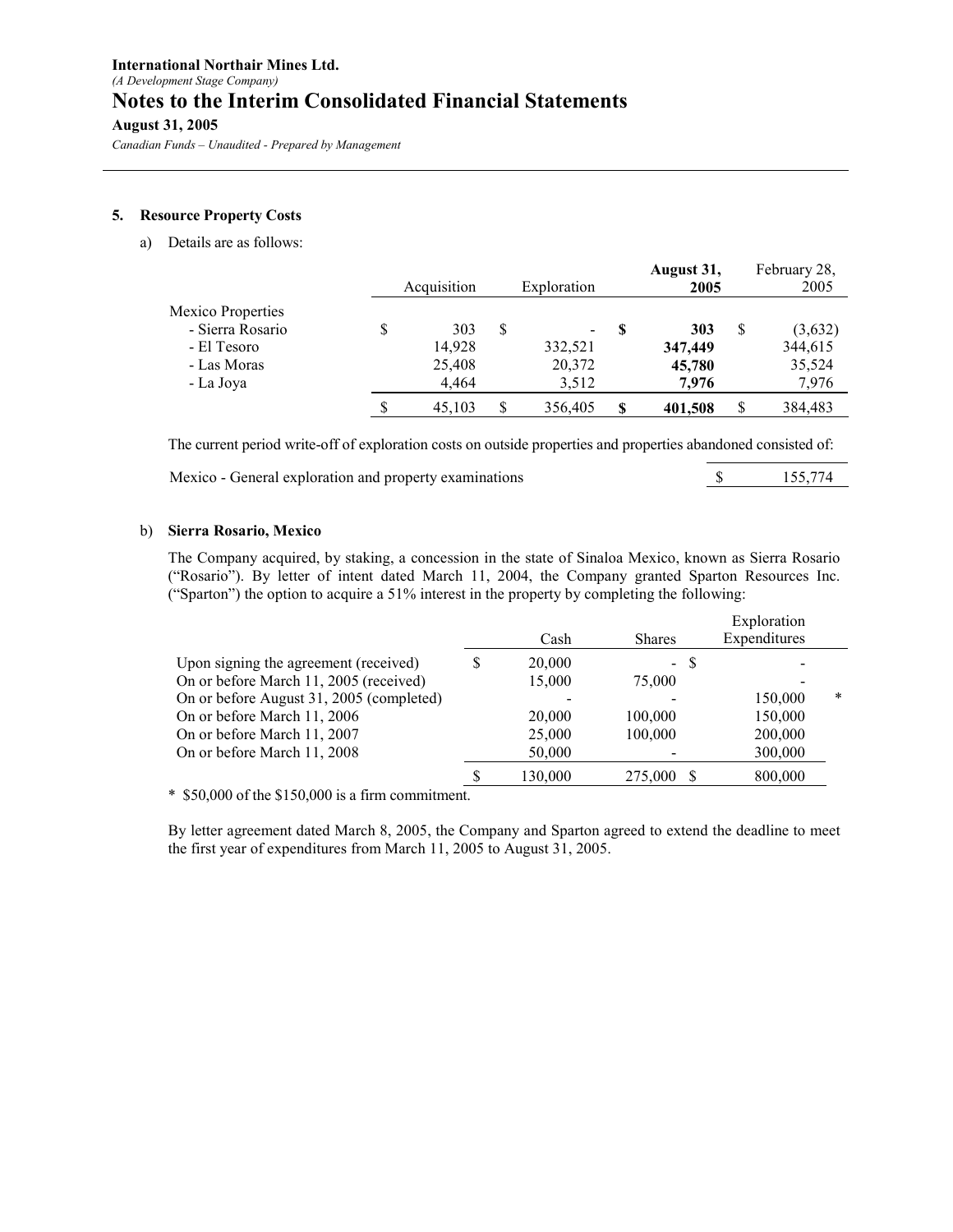**International Northair Mines Ltd.**
*(A Development Stage Company)*

# Notes to the Interim Consolidated Financial Statements

**August 31, 2005**

*Canadian Funds – Unaudited - Prepared by Management*

## 5. Resource Property Costs

a) Details are as follows:

| | Acquisition | Exploration | **August 31, 2005** | February 28, 2005 |
|---|---|---|---|---|
| Mexico Properties | | | | |
| - Sierra Rosario | $ 303 | $ - | **$ 303** | $ (3,632) |
| - El Tesoro | 14,928 | 332,521 | **347,449** | 344,615 |
| - Las Moras | 25,408 | 20,372 | **45,780** | 35,524 |
| - La Joya | 4,464 | 3,512 | **7,976** | 7,976 |
| | $ 45,103 | $ 356,405 | **$ 401,508** | $ 384,483 |

The current period write-off of exploration costs on outside properties and properties abandoned consisted of:

| | |
|---|---|
| Mexico - General exploration and property examinations | $ 155,774 |

b) **Sierra Rosario, Mexico**

The Company acquired, by staking, a concession in the state of Sinaloa Mexico, known as Sierra Rosario ("Rosario"). By letter of intent dated March 11, 2004, the Company granted Sparton Resources Inc. ("Sparton") the option to acquire a 51% interest in the property by completing the following:

| | Cash | Shares | Exploration Expenditures | |
|---|---|---|---|---|
| Upon signing the agreement (received) | $ 20,000 | - | $ - | |
| On or before March 11, 2005 (received) | 15,000 | 75,000 | - | |
| On or before August 31, 2005 (completed) | - | - | 150,000 | * |
| On or before March 11, 2006 | 20,000 | 100,000 | 150,000 | |
| On or before March 11, 2007 | 25,000 | 100,000 | 200,000 | |
| On or before March 11, 2008 | 50,000 | - | 300,000 | |
| | $ 130,000 | 275,000 | $ 800,000 | |

\* $50,000 of the $150,000 is a firm commitment.

By letter agreement dated March 8, 2005, the Company and Sparton agreed to extend the deadline to meet the first year of expenditures from March 11, 2005 to August 31, 2005.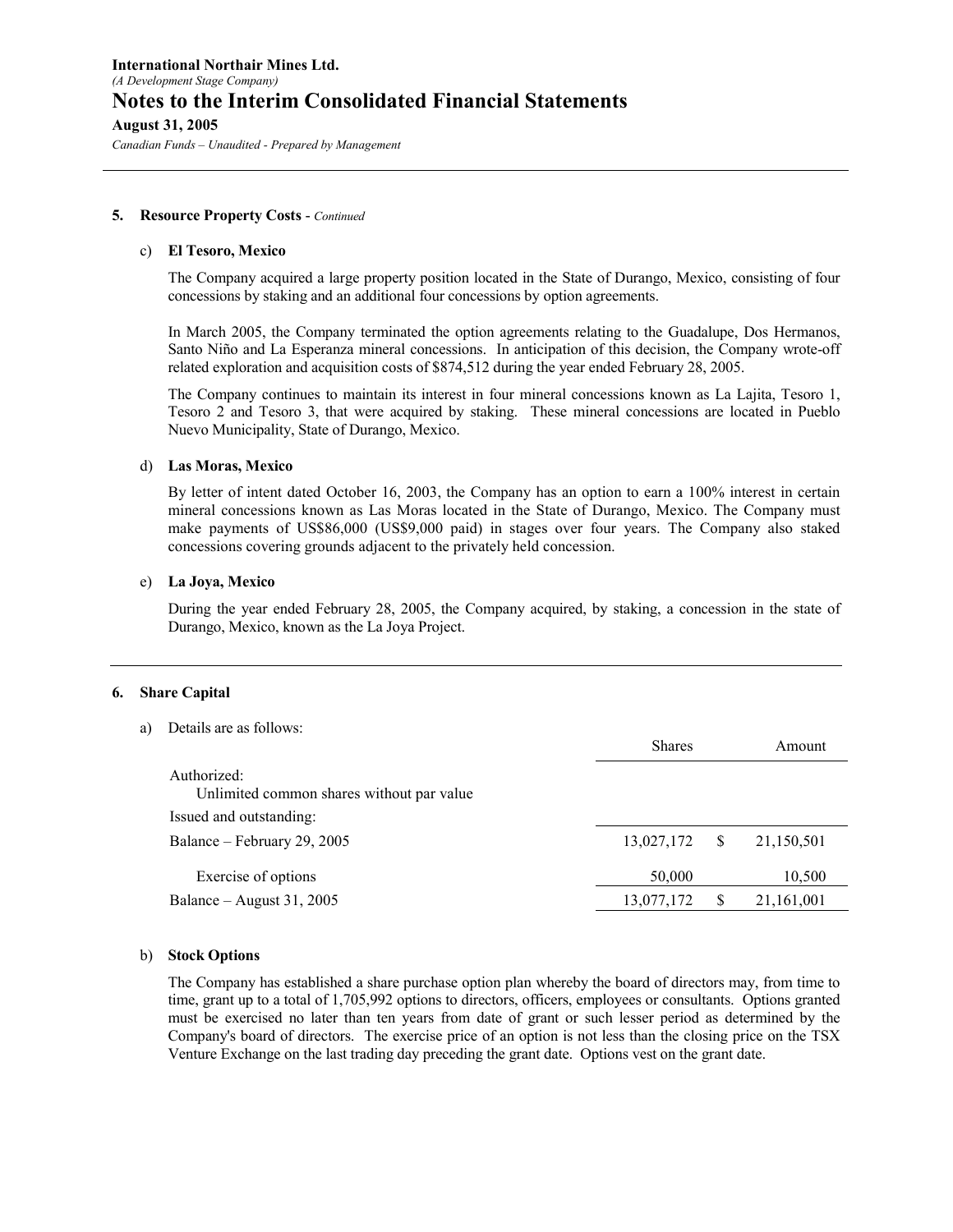**International Northair Mines Ltd.**
*(A Development Stage Company)*
# Notes to the Interim Consolidated Financial Statements
**August 31, 2005**
*Canadian Funds – Unaudited - Prepared by Management*

---

**5. Resource Property Costs** - *Continued*

c) **El Tesoro, Mexico**

The Company acquired a large property position located in the State of Durango, Mexico, consisting of four concessions by staking and an additional four concessions by option agreements.

In March 2005, the Company terminated the option agreements relating to the Guadalupe, Dos Hermanos, Santo Niño and La Esperanza mineral concessions. In anticipation of this decision, the Company wrote-off related exploration and acquisition costs of $874,512 during the year ended February 28, 2005.

The Company continues to maintain its interest in four mineral concessions known as La Lajita, Tesoro 1, Tesoro 2 and Tesoro 3, that were acquired by staking. These mineral concessions are located in Pueblo Nuevo Municipality, State of Durango, Mexico.

d) **Las Moras, Mexico**

By letter of intent dated October 16, 2003, the Company has an option to earn a 100% interest in certain mineral concessions known as Las Moras located in the State of Durango, Mexico. The Company must make payments of US$86,000 (US$9,000 paid) in stages over four years. The Company also staked concessions covering grounds adjacent to the privately held concession.

e) **La Joya, Mexico**

During the year ended February 28, 2005, the Company acquired, by staking, a concession in the state of Durango, Mexico, known as the La Joya Project.

---

**6. Share Capital**

a) Details are as follows:

| | Shares | | Amount |
|---|---|---|---|
| Authorized: | | | |
| Unlimited common shares without par value | | | |
| Issued and outstanding: | | | |
| Balance – February 29, 2005 | 13,027,172 | $ | 21,150,501 |
| Exercise of options | 50,000 | | 10,500 |
| Balance – August 31, 2005 | 13,077,172 | $ | 21,161,001 |

b) **Stock Options**

The Company has established a share purchase option plan whereby the board of directors may, from time to time, grant up to a total of 1,705,992 options to directors, officers, employees or consultants. Options granted must be exercised no later than ten years from date of grant or such lesser period as determined by the Company's board of directors. The exercise price of an option is not less than the closing price on the TSX Venture Exchange on the last trading day preceding the grant date. Options vest on the grant date.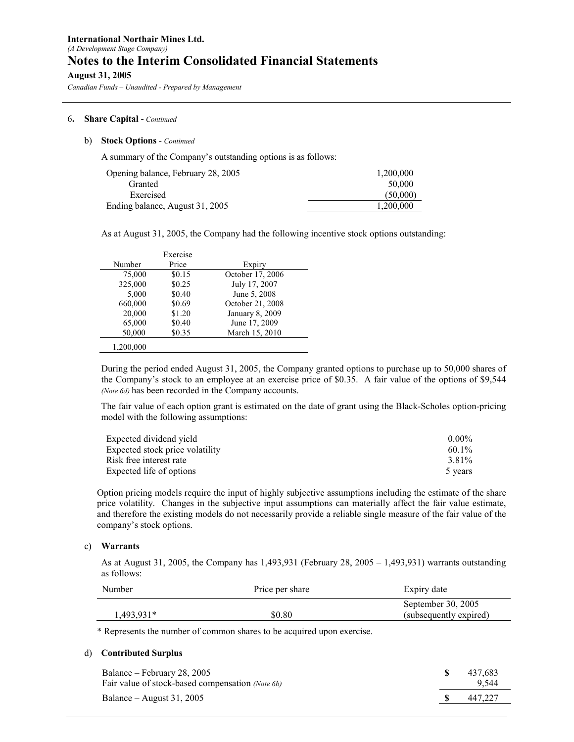**International Northair Mines Ltd.**
*(A Development Stage Company)*

# Notes to the Interim Consolidated Financial Statements

**August 31, 2005**

*Canadian Funds – Unaudited - Prepared by Management*

---

6. **Share Capital** - *Continued*

b) **Stock Options** - *Continued*

A summary of the Company's outstanding options is as follows:

| | |
|---|---|
| Opening balance, February 28, 2005 | 1,200,000 |
| Granted | 50,000 |
| Exercised | (50,000) |
| Ending balance, August 31, 2005 | 1,200,000 |

As at August 31, 2005, the Company had the following incentive stock options outstanding:

| Number | Exercise Price | Expiry |
|---|---|---|
| 75,000 | $0.15 | October 17, 2006 |
| 325,000 | $0.25 | July 17, 2007 |
| 5,000 | $0.40 | June 5, 2008 |
| 660,000 | $0.69 | October 21, 2008 |
| 20,000 | $1.20 | January 8, 2009 |
| 65,000 | $0.40 | June 17, 2009 |
| 50,000 | $0.35 | March 15, 2010 |
| 1,200,000 | | |

During the period ended August 31, 2005, the Company granted options to purchase up to 50,000 shares of the Company's stock to an employee at an exercise price of $0.35. A fair value of the options of $9,544 *(Note 6d)* has been recorded in the Company accounts.

The fair value of each option grant is estimated on the date of grant using the Black-Scholes option-pricing model with the following assumptions:

| | |
|---|---|
| Expected dividend yield | 0.00% |
| Expected stock price volatility | 60.1% |
| Risk free interest rate | 3.81% |
| Expected life of options | 5 years |

Option pricing models require the input of highly subjective assumptions including the estimate of the share price volatility. Changes in the subjective input assumptions can materially affect the fair value estimate, and therefore the existing models do not necessarily provide a reliable single measure of the fair value of the company's stock options.

c) **Warrants**

As at August 31, 2005, the Company has 1,493,931 (February 28, 2005 – 1,493,931) warrants outstanding as follows:

| Number | Price per share | Expiry date |
|---|---|---|
| 1,493,931* | $0.80 | September 30, 2005 (subsequently expired) |

\* Represents the number of common shares to be acquired upon exercise.

d) **Contributed Surplus**

| | | |
|---|---|---|
| Balance – February 28, 2005 | $ | 437,683 |
| Fair value of stock-based compensation *(Note 6b)* | | 9,544 |
| Balance – August 31, 2005 | $ | 447,227 |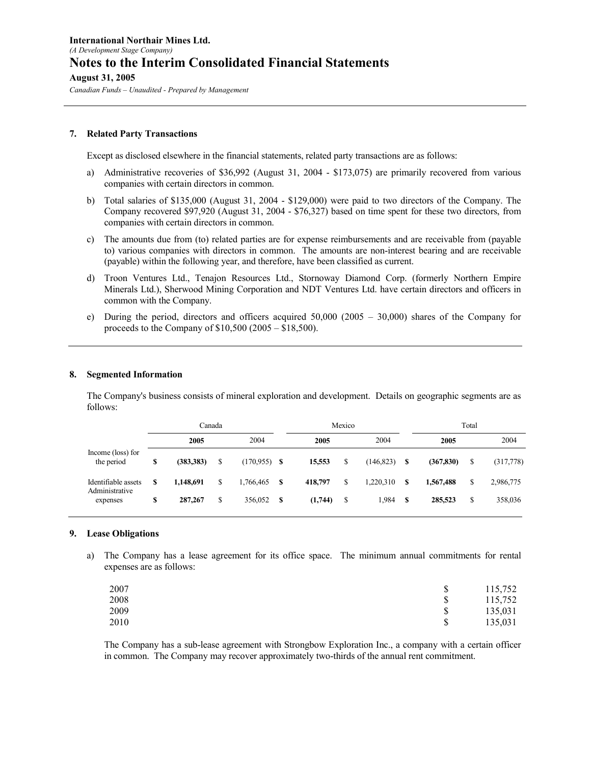**International Northair Mines Ltd.**
*(A Development Stage Company)*
# Notes to the Interim Consolidated Financial Statements
**August 31, 2005**
*Canadian Funds – Unaudited - Prepared by Management*

## 7. Related Party Transactions

Except as disclosed elsewhere in the financial statements, related party transactions are as follows:

a) Administrative recoveries of $36,992 (August 31, 2004 - $173,075) are primarily recovered from various companies with certain directors in common.

b) Total salaries of $135,000 (August 31, 2004 - $129,000) were paid to two directors of the Company. The Company recovered $97,920 (August 31, 2004 - $76,327) based on time spent for these two directors, from companies with certain directors in common.

c) The amounts due from (to) related parties are for expense reimbursements and are receivable from (payable to) various companies with directors in common. The amounts are non-interest bearing and are receivable (payable) within the following year, and therefore, have been classified as current.

d) Troon Ventures Ltd., Tenajon Resources Ltd., Stornoway Diamond Corp. (formerly Northern Empire Minerals Ltd.), Sherwood Mining Corporation and NDT Ventures Ltd. have certain directors and officers in common with the Company.

e) During the period, directors and officers acquired 50,000 (2005 – 30,000) shares of the Company for proceeds to the Company of $10,500 (2005 – $18,500).

## 8. Segmented Information

The Company's business consists of mineral exploration and development. Details on geographic segments are as follows:

| | Canada | | Mexico | | Total | |
|---|---|---|---|---|---|---|
| | **2005** | 2004 | **2005** | 2004 | **2005** | 2004 |
| Income (loss) for the period | **$ (383,383)** | $ (170,955) | **$ 15,553** | $ (146,823) | **$ (367,830)** | $ (317,778) |
| Identifiable assets | **$ 1,148,691** | $ 1,766,465 | **$ 418,797** | $ 1,220,310 | **$ 1,567,488** | $ 2,986,775 |
| Administrative expenses | **$ 287,267** | $ 356,052 | **$ (1,744)** | $ 1,984 | **$ 285,523** | $ 358,036 |

## 9. Lease Obligations

a) The Company has a lease agreement for its office space. The minimum annual commitments for rental expenses are as follows:

| | |
|---|---|
| 2007 | $ 115,752 |
| 2008 | $ 115,752 |
| 2009 | $ 135,031 |
| 2010 | $ 135,031 |

The Company has a sub-lease agreement with Strongbow Exploration Inc., a company with a certain officer in common. The Company may recover approximately two-thirds of the annual rent commitment.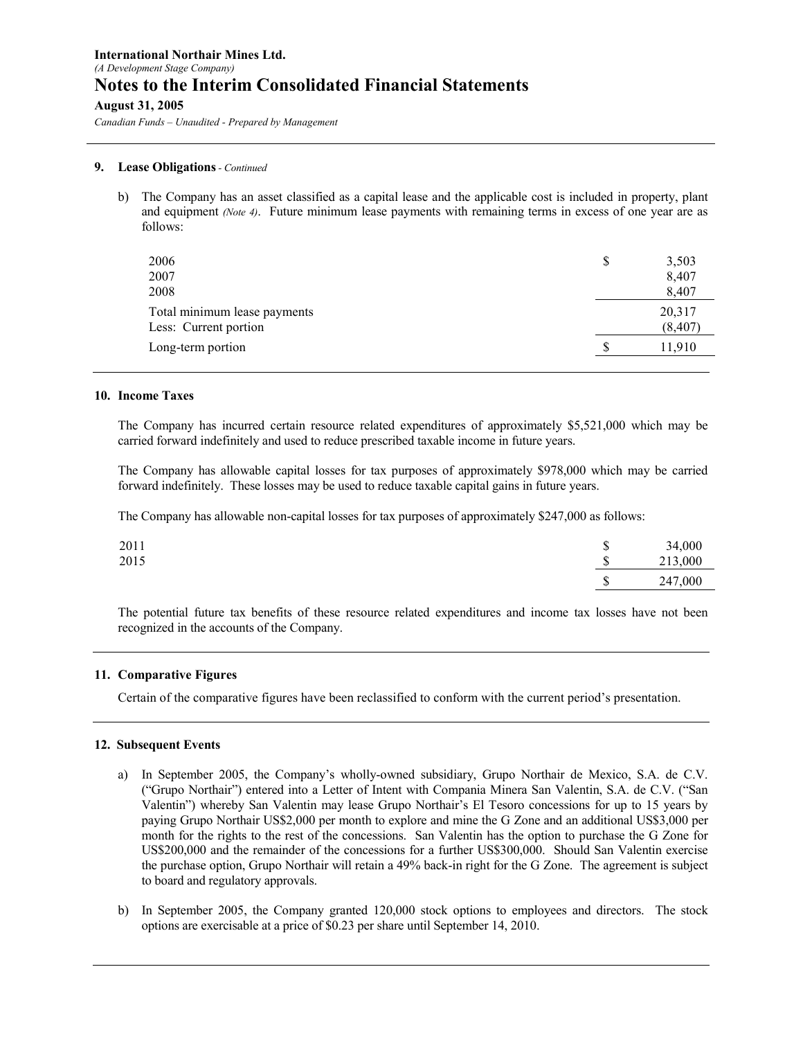**International Northair Mines Ltd.**
*(A Development Stage Company)*
# Notes to the Interim Consolidated Financial Statements
**August 31, 2005**
*Canadian Funds – Unaudited - Prepared by Management*

**9. Lease Obligations** *- Continued*

b) The Company has an asset classified as a capital lease and the applicable cost is included in property, plant and equipment *(Note 4)*. Future minimum lease payments with remaining terms in excess of one year are as follows:

| | | |
|---|---|---|
| 2006 | $ | 3,503 |
| 2007 | | 8,407 |
| 2008 | | 8,407 |
| Total minimum lease payments | | 20,317 |
| Less: Current portion | | (8,407) |
| Long-term portion | $ | 11,910 |

**10. Income Taxes**

The Company has incurred certain resource related expenditures of approximately $5,521,000 which may be carried forward indefinitely and used to reduce prescribed taxable income in future years.

The Company has allowable capital losses for tax purposes of approximately $978,000 which may be carried forward indefinitely. These losses may be used to reduce taxable capital gains in future years.

The Company has allowable non-capital losses for tax purposes of approximately $247,000 as follows:

| | | |
|---|---|---|
| 2011 | $ | 34,000 |
| 2015 | $ | 213,000 |
| | $ | 247,000 |

The potential future tax benefits of these resource related expenditures and income tax losses have not been recognized in the accounts of the Company.

**11. Comparative Figures**

Certain of the comparative figures have been reclassified to conform with the current period's presentation.

**12. Subsequent Events**

a) In September 2005, the Company's wholly-owned subsidiary, Grupo Northair de Mexico, S.A. de C.V. ("Grupo Northair") entered into a Letter of Intent with Compania Minera San Valentin, S.A. de C.V. ("San Valentin") whereby San Valentin may lease Grupo Northair's El Tesoro concessions for up to 15 years by paying Grupo Northair US$2,000 per month to explore and mine the G Zone and an additional US$3,000 per month for the rights to the rest of the concessions. San Valentin has the option to purchase the G Zone for US$200,000 and the remainder of the concessions for a further US$300,000. Should San Valentin exercise the purchase option, Grupo Northair will retain a 49% back-in right for the G Zone. The agreement is subject to board and regulatory approvals.

b) In September 2005, the Company granted 120,000 stock options to employees and directors. The stock options are exercisable at a price of $0.23 per share until September 14, 2010.